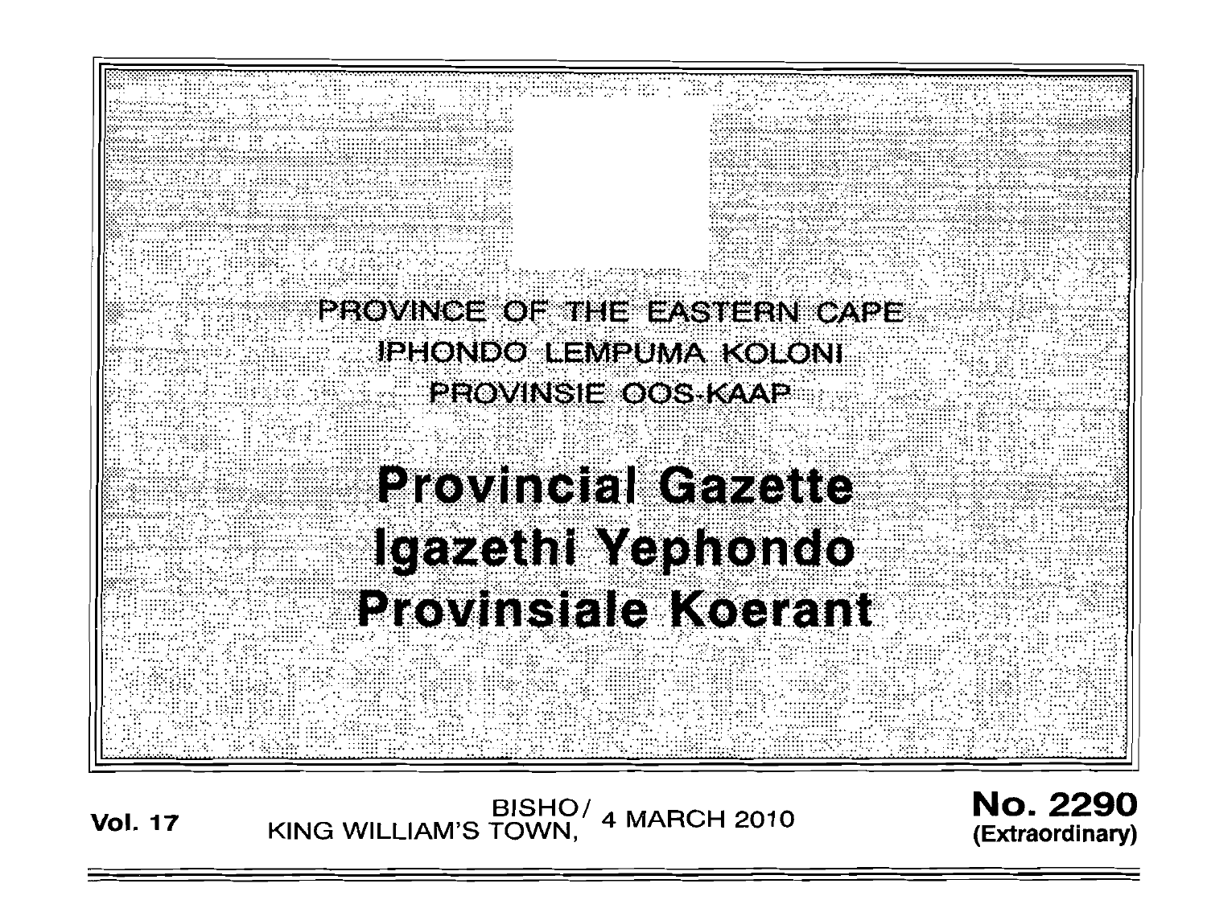PROVINCE OF THE EASTERN CAPE

IPHONDO LEMPUMA KOLONI

PROVINSIE OOS-KAAP

# Provincial Gazette
# Igazethi Yephondo
# Provinsiale Koerant

**Vol. 17** BISHO/ KING WILLIAM'S TOWN, 4 MARCH 2010 **No. 2290 (Extraordinary)**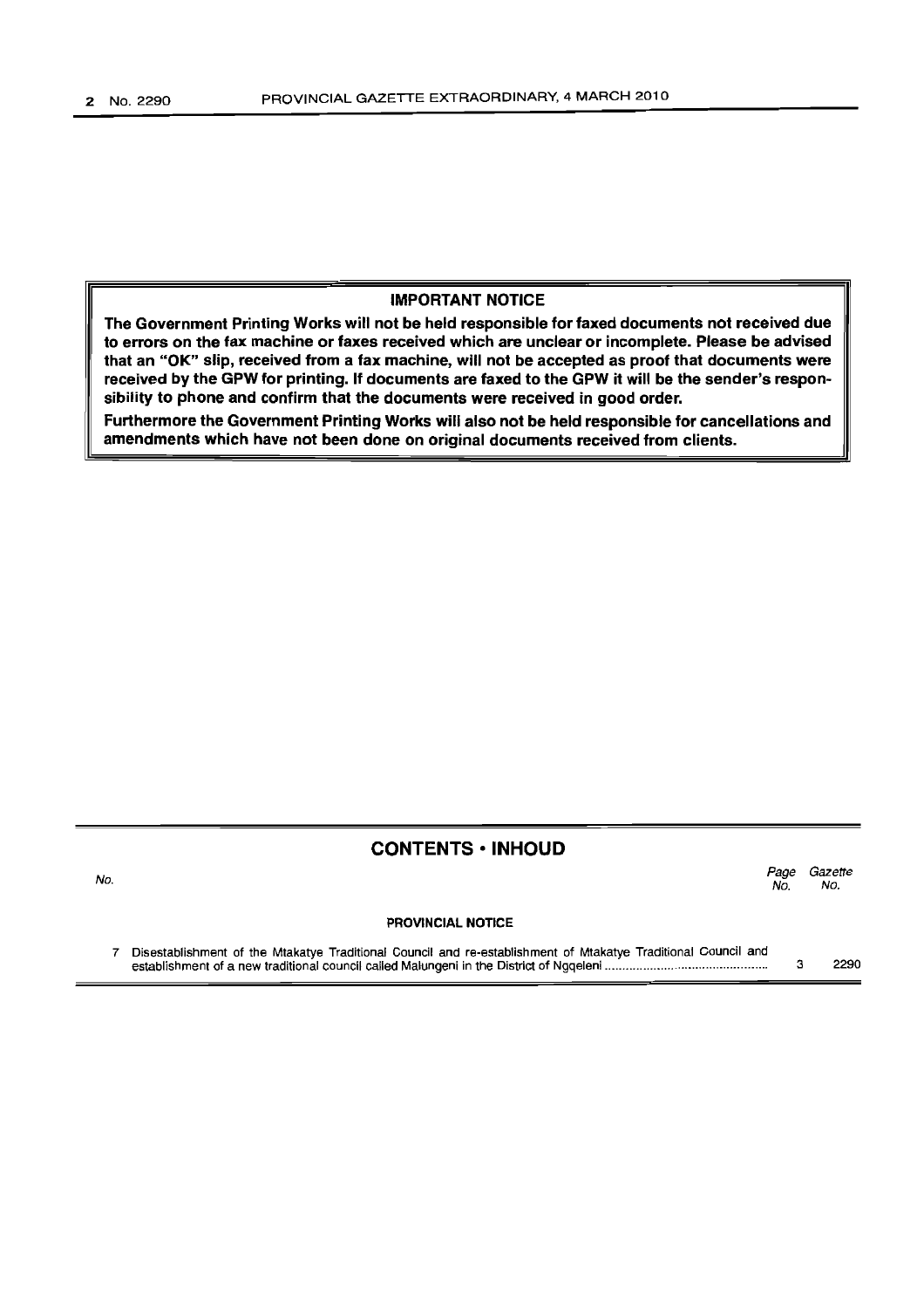**IMPORTANT NOTICE**

**The Government Printing Works will not be held responsible for faxed documents not received due to errors on the fax machine or faxes received which are unclear or incomplete. Please be advised that an "OK" slip, received from a fax machine, will not be accepted as proof that documents were received by the GPW for printing. If documents are faxed to the GPW it will be the sender's responsibility to phone and confirm that the documents were received in good order.**

**Furthermore the Government Printing Works will also not be held responsible for cancellations and amendments which have not been done on original documents received from clients.**

## CONTENTS • INHOUD

| No. | | Page No. | Gazette No. |
|---|---|---|---|
| | **PROVINCIAL NOTICE** | | |
| 7 | Disestablishment of the Mtakatye Traditional Council and re-establishment of Mtakatye Traditional Council and establishment of a new traditional council called Malungeni in the District of Ngqeleni | 3 | 2290 |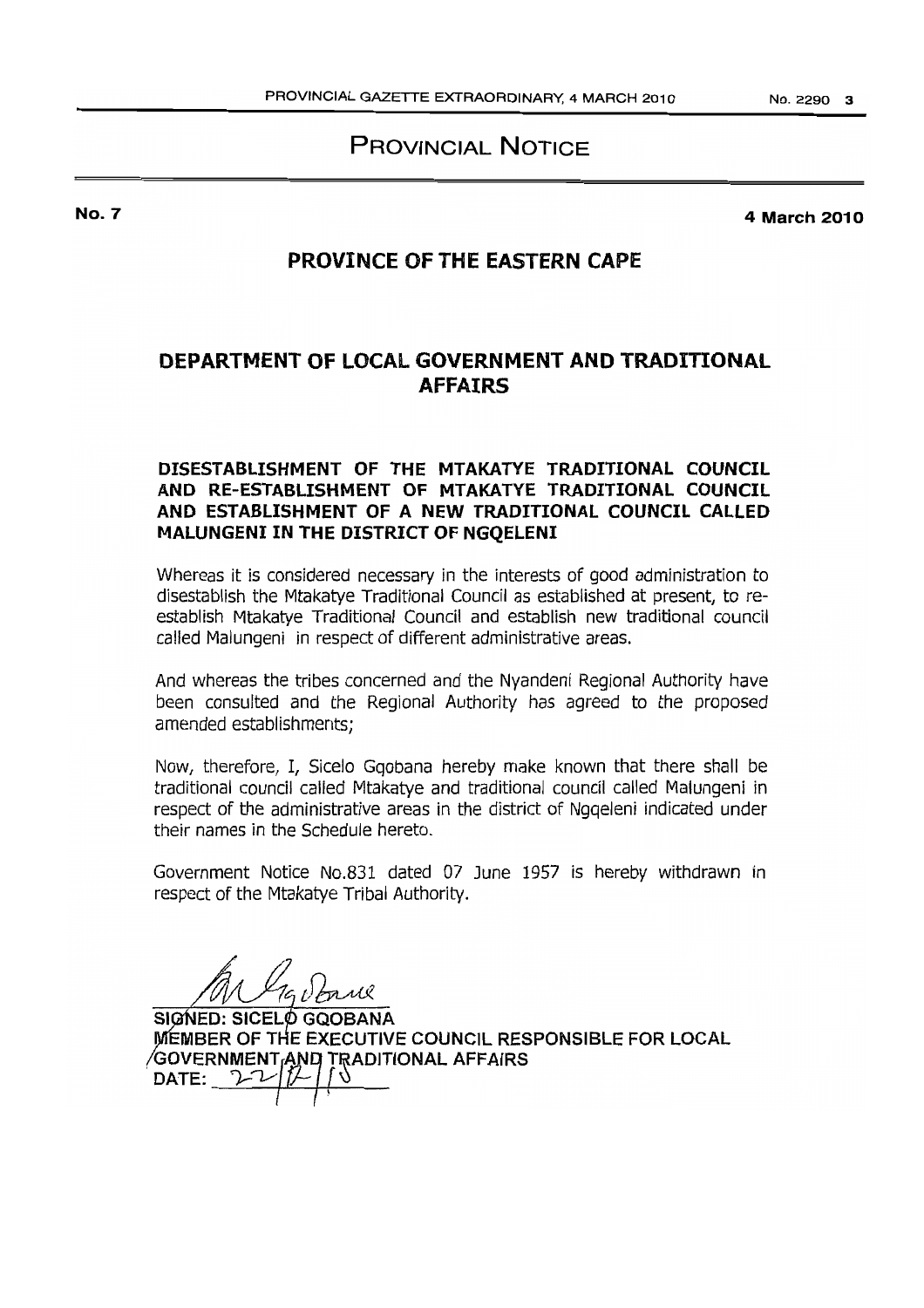# PROVINCIAL NOTICE

**No. 7** **4 March 2010**

## PROVINCE OF THE EASTERN CAPE

## DEPARTMENT OF LOCAL GOVERNMENT AND TRADITIONAL AFFAIRS

### DISESTABLISHMENT OF THE MTAKATYE TRADITIONAL COUNCIL AND RE-ESTABLISHMENT OF MTAKATYE TRADITIONAL COUNCIL AND ESTABLISHMENT OF A NEW TRADITIONAL COUNCIL CALLED MALUNGENI IN THE DISTRICT OF NGQELENI

Whereas it is considered necessary in the interests of good administration to disestablish the Mtakatye Traditional Council as established at present, to re-establish Mtakatye Traditional Council and establish new traditional council called Malungeni in respect of different administrative areas.

And whereas the tribes concerned and the Nyandeni Regional Authority have been consulted and the Regional Authority has agreed to the proposed amended establishments;

Now, therefore, I, Sicelo Gqobana hereby make known that there shall be traditional council called Mtakatye and traditional council called Malungeni in respect of the administrative areas in the district of Ngqeleni indicated under their names in the Schedule hereto.

Government Notice No.831 dated 07 June 1957 is hereby withdrawn in respect of the Mtakatye Tribal Authority.

SIGNED: SICELO GQOBANA
MEMBER OF THE EXECUTIVE COUNCIL RESPONSIBLE FOR LOCAL GOVERNMENT AND TRADITIONAL AFFAIRS
DATE: 22/02/10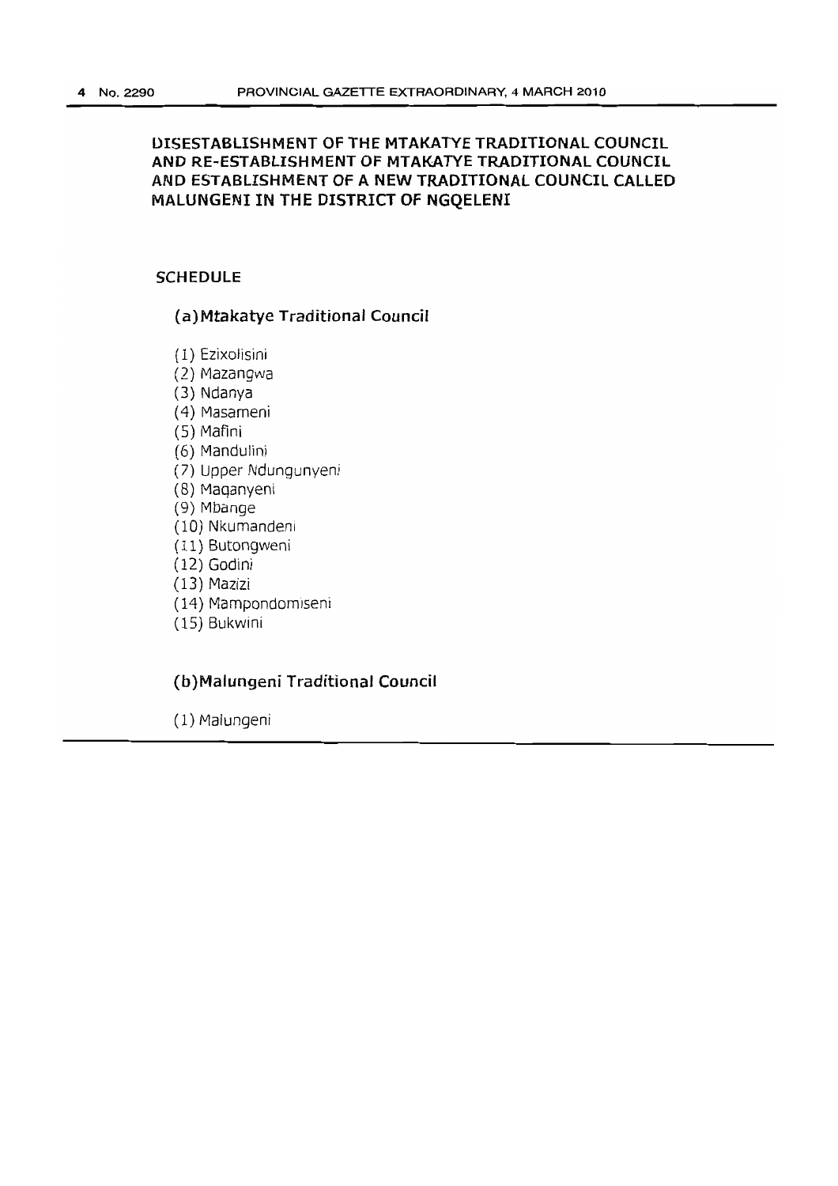## DISESTABLISHMENT OF THE MTAKATYE TRADITIONAL COUNCIL AND RE-ESTABLISHMENT OF MTAKATYE TRADITIONAL COUNCIL AND ESTABLISHMENT OF A NEW TRADITIONAL COUNCIL CALLED MALUNGENI IN THE DISTRICT OF NGQELENI

### SCHEDULE

#### (a) Mtakatye Traditional Council

(1) Ezixolisini
(2) Mazangwa
(3) Ndanya
(4) Masameni
(5) Mafini
(6) Mandulini
(7) Upper Ndungunyeni
(8) Maqanyeni
(9) Mbange
(10) Nkumandeni
(11) Butongweni
(12) Godini
(13) Mazizi
(14) Mampondomiseni
(15) Bukwini

#### (b) Malungeni Traditional Council

(1) Malungeni